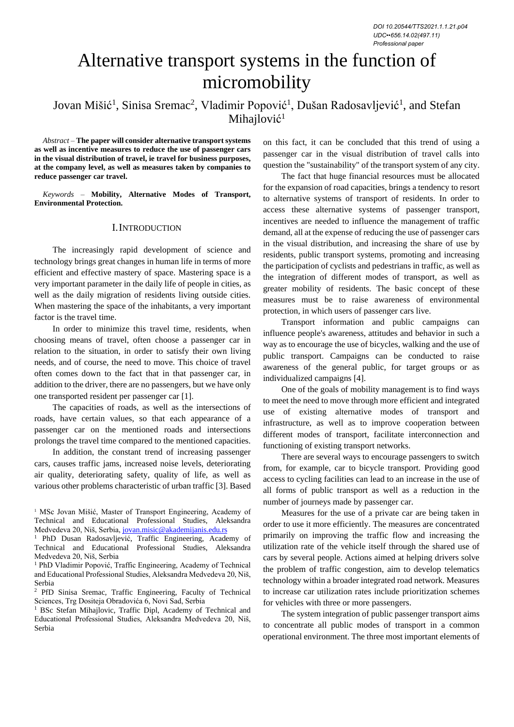DOI 10.20544/TTS2021.1.1.21.p04
UDC••656.14.02(497.11)
Professional paper

# Alternative transport systems in the function of micromobility

Jovan Mišić[1], Sinisa Sremac[2], Vladimir Popović[1], Dušan Radosavljević[1], and Stefan Mihajlović[1]

*Abstract* – **The paper will consider alternative transport systems as well as incentive measures to reduce the use of passenger cars in the visual distribution of travel, ie travel for business purposes, at the company level, as well as measures taken by companies to reduce passenger car travel.**

*Keywords* – **Mobility, Alternative Modes of Transport, Environmental Protection.**

## I. Introduction

The increasingly rapid development of science and technology brings great changes in human life in terms of more efficient and effective mastery of space. Mastering space is a very important parameter in the daily life of people in cities, as well as the daily migration of residents living outside cities. When mastering the space of the inhabitants, a very important factor is the travel time.

In order to minimize this travel time, residents, when choosing means of travel, often choose a passenger car in relation to the situation, in order to satisfy their own living needs, and of course, the need to move. This choice of travel often comes down to the fact that in that passenger car, in addition to the driver, there are no passengers, but we have only one transported resident per passenger car [1].

The capacities of roads, as well as the intersections of roads, have certain values, so that each appearance of a passenger car on the mentioned roads and intersections prolongs the travel time compared to the mentioned capacities.

In addition, the constant trend of increasing passenger cars, causes traffic jams, increased noise levels, deteriorating air quality, deteriorating safety, quality of life, as well as various other problems characteristic of urban traffic [3]. Based on this fact, it can be concluded that this trend of using a passenger car in the visual distribution of travel calls into question the "sustainability" of the transport system of any city.

The fact that huge financial resources must be allocated for the expansion of road capacities, brings a tendency to resort to alternative systems of transport of residents. In order to access these alternative systems of passenger transport, incentives are needed to influence the management of traffic demand, all at the expense of reducing the use of passenger cars in the visual distribution, and increasing the share of use by residents, public transport systems, promoting and increasing the participation of cyclists and pedestrians in traffic, as well as the integration of different modes of transport, as well as greater mobility of residents. The basic concept of these measures must be to raise awareness of environmental protection, in which users of passenger cars live.

Transport information and public campaigns can influence people's awareness, attitudes and behavior in such a way as to encourage the use of bicycles, walking and the use of public transport. Campaigns can be conducted to raise awareness of the general public, for target groups or as individualized campaigns [4].

One of the goals of mobility management is to find ways to meet the need to move through more efficient and integrated use of existing alternative modes of transport and infrastructure, as well as to improve cooperation between different modes of transport, facilitate interconnection and functioning of existing transport networks.

There are several ways to encourage passengers to switch from, for example, car to bicycle transport. Providing good access to cycling facilities can lead to an increase in the use of all forms of public transport as well as a reduction in the number of journeys made by passenger car.

Measures for the use of a private car are being taken in order to use it more efficiently. The measures are concentrated primarily on improving the traffic flow and increasing the utilization rate of the vehicle itself through the shared use of cars by several people. Actions aimed at helping drivers solve the problem of traffic congestion, aim to develop telematics technology within a broader integrated road network. Measures to increase car utilization rates include prioritization schemes for vehicles with three or more passengers.

The system integration of public passenger transport aims to concentrate all public modes of transport in a common operational environment. The three most important elements of

---

[1] MSc Jovan Mišić, Master of Transport Engineering, Academy of Technical and Educational Professional Studies, Aleksandra Medvedeva 20, Niš, Serbia, jovan.misic@akademijanis.edu.rs

[1] PhD Dusan Radosavljević, Traffic Engineering, Academy of Technical and Educational Professional Studies, Aleksandra Medvedeva 20, Niš, Serbia

[1] PhD Vladimir Popović, Traffic Engineering, Academy of Technical and Educational Professional Studies, Aleksandra Medvedeva 20, Niš, Serbia

[2] PfD Sinisa Sremac, Traffic Engineering, Faculty of Technical Sciences, Trg Dositeja Obradovića 6, Novi Sad, Serbia

[1] BSc Stefan Mihajlovic, Traffic Dipl, Academy of Technical and Educational Professional Studies, Aleksandra Medvedeva 20, Niš, Serbia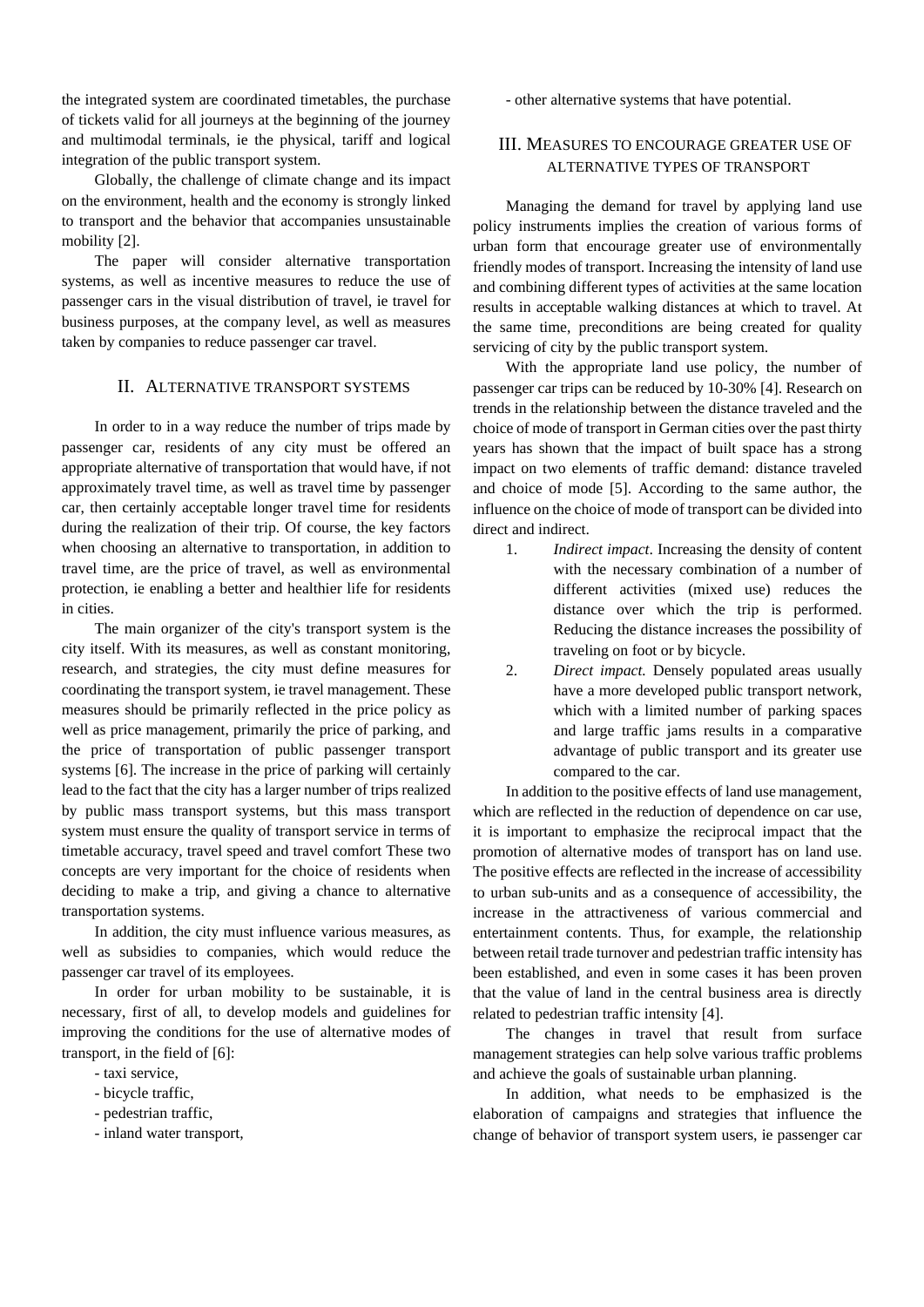the integrated system are coordinated timetables, the purchase of tickets valid for all journeys at the beginning of the journey and multimodal terminals, ie the physical, tariff and logical integration of the public transport system.

Globally, the challenge of climate change and its impact on the environment, health and the economy is strongly linked to transport and the behavior that accompanies unsustainable mobility [2].

The paper will consider alternative transportation systems, as well as incentive measures to reduce the use of passenger cars in the visual distribution of travel, ie travel for business purposes, at the company level, as well as measures taken by companies to reduce passenger car travel.

## II. Alternative transport systems

In order to in a way reduce the number of trips made by passenger car, residents of any city must be offered an appropriate alternative of transportation that would have, if not approximately travel time, as well as travel time by passenger car, then certainly acceptable longer travel time for residents during the realization of their trip. Of course, the key factors when choosing an alternative to transportation, in addition to travel time, are the price of travel, as well as environmental protection, ie enabling a better and healthier life for residents in cities.

The main organizer of the city's transport system is the city itself. With its measures, as well as constant monitoring, research, and strategies, the city must define measures for coordinating the transport system, ie travel management. These measures should be primarily reflected in the price policy as well as price management, primarily the price of parking, and the price of transportation of public passenger transport systems [6]. The increase in the price of parking will certainly lead to the fact that the city has a larger number of trips realized by public mass transport systems, but this mass transport system must ensure the quality of transport service in terms of timetable accuracy, travel speed and travel comfort These two concepts are very important for the choice of residents when deciding to make a trip, and giving a chance to alternative transportation systems.

In addition, the city must influence various measures, as well as subsidies to companies, which would reduce the passenger car travel of its employees.

In order for urban mobility to be sustainable, it is necessary, first of all, to develop models and guidelines for improving the conditions for the use of alternative modes of transport, in the field of [6]:

- taxi service,
- bicycle traffic,
- pedestrian traffic,
- inland water transport,
- other alternative systems that have potential.

## III. Measures to encourage greater use of alternative types of transport

Managing the demand for travel by applying land use policy instruments implies the creation of various forms of urban form that encourage greater use of environmentally friendly modes of transport. Increasing the intensity of land use and combining different types of activities at the same location results in acceptable walking distances at which to travel. At the same time, preconditions are being created for quality servicing of city by the public transport system.

With the appropriate land use policy, the number of passenger car trips can be reduced by 10-30% [4]. Research on trends in the relationship between the distance traveled and the choice of mode of transport in German cities over the past thirty years has shown that the impact of built space has a strong impact on two elements of traffic demand: distance traveled and choice of mode [5]. According to the same author, the influence on the choice of mode of transport can be divided into direct and indirect.

1. *Indirect impact*. Increasing the density of content with the necessary combination of a number of different activities (mixed use) reduces the distance over which the trip is performed. Reducing the distance increases the possibility of traveling on foot or by bicycle.
2. *Direct impact.* Densely populated areas usually have a more developed public transport network, which with a limited number of parking spaces and large traffic jams results in a comparative advantage of public transport and its greater use compared to the car.

In addition to the positive effects of land use management, which are reflected in the reduction of dependence on car use, it is important to emphasize the reciprocal impact that the promotion of alternative modes of transport has on land use. The positive effects are reflected in the increase of accessibility to urban sub-units and as a consequence of accessibility, the increase in the attractiveness of various commercial and entertainment contents. Thus, for example, the relationship between retail trade turnover and pedestrian traffic intensity has been established, and even in some cases it has been proven that the value of land in the central business area is directly related to pedestrian traffic intensity [4].

The changes in travel that result from surface management strategies can help solve various traffic problems and achieve the goals of sustainable urban planning.

In addition, what needs to be emphasized is the elaboration of campaigns and strategies that influence the change of behavior of transport system users, ie passenger car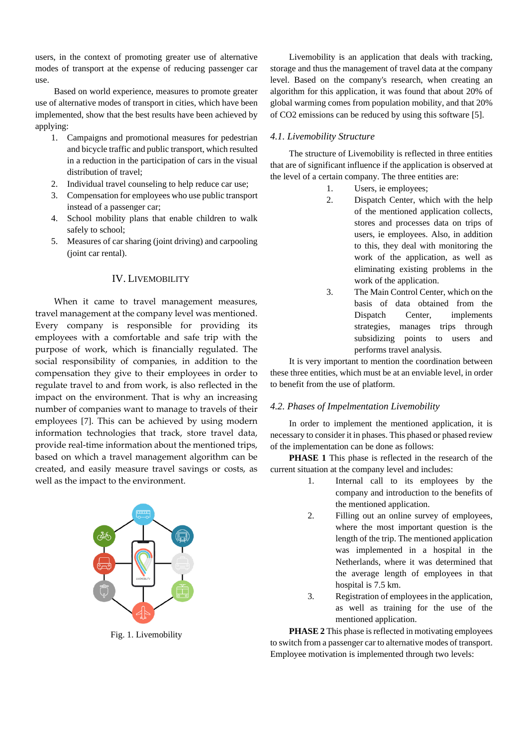users, in the context of promoting greater use of alternative modes of transport at the expense of reducing passenger car use.

Based on world experience, measures to promote greater use of alternative modes of transport in cities, which have been implemented, show that the best results have been achieved by applying:

1. Campaigns and promotional measures for pedestrian and bicycle traffic and public transport, which resulted in a reduction in the participation of cars in the visual distribution of travel;
2. Individual travel counseling to help reduce car use;
3. Compensation for employees who use public transport instead of a passenger car;
4. School mobility plans that enable children to walk safely to school;
5. Measures of car sharing (joint driving) and carpooling (joint car rental).

## IV. Livemobility

When it came to travel management measures, travel management at the company level was mentioned. Every company is responsible for providing its employees with a comfortable and safe trip with the purpose of work, which is financially regulated. The social responsibility of companies, in addition to the compensation they give to their employees in order to regulate travel to and from work, is also reflected in the impact on the environment. That is why an increasing number of companies want to manage to travels of their employees [7]. This can be achieved by using modern information technologies that track, store travel data, provide real-time information about the mentioned trips, based on which a travel management algorithm can be created, and easily measure travel savings or costs, as well as the impact to the environment.

Fig. 1. Livemobility

Livemobility is an application that deals with tracking, storage and thus the management of travel data at the company level. Based on the company's research, when creating an algorithm for this application, it was found that about 20% of global warming comes from population mobility, and that 20% of $CO_2$ emissions can be reduced by using this software [5].

### *4.1. Livemobility Structure*

The structure of Livemobility is reflected in three entities that are of significant influence if the application is observed at the level of a certain company. The three entities are:

1. Users, ie employees;
2. Dispatch Center, which with the help of the mentioned application collects, stores and processes data on trips of users, ie employees. Also, in addition to this, they deal with monitoring the work of the application, as well as eliminating existing problems in the work of the application.
3. The Main Control Center, which on the basis of data obtained from the Dispatch Center, implements strategies, manages trips through subsidizing points to users and performs travel analysis.

It is very important to mention the coordination between these three entities, which must be at an enviable level, in order to benefit from the use of platform.

### *4.2. Phases of Impelmentation Livemobility*

In order to implement the mentioned application, it is necessary to consider it in phases. This phased or phased review of the implementation can be done as follows:

**PHASE 1** This phase is reflected in the research of the current situation at the company level and includes:

1. Internal call to its employees by the company and introduction to the benefits of the mentioned application.
2. Filling out an online survey of employees, where the most important question is the length of the trip. The mentioned application was implemented in a hospital in the Netherlands, where it was determined that the average length of employees in that hospital is 7.5 km.
3. Registration of employees in the application, as well as training for the use of the mentioned application.

**PHASE 2** This phase is reflected in motivating employees to switch from a passenger car to alternative modes of transport. Employee motivation is implemented through two levels: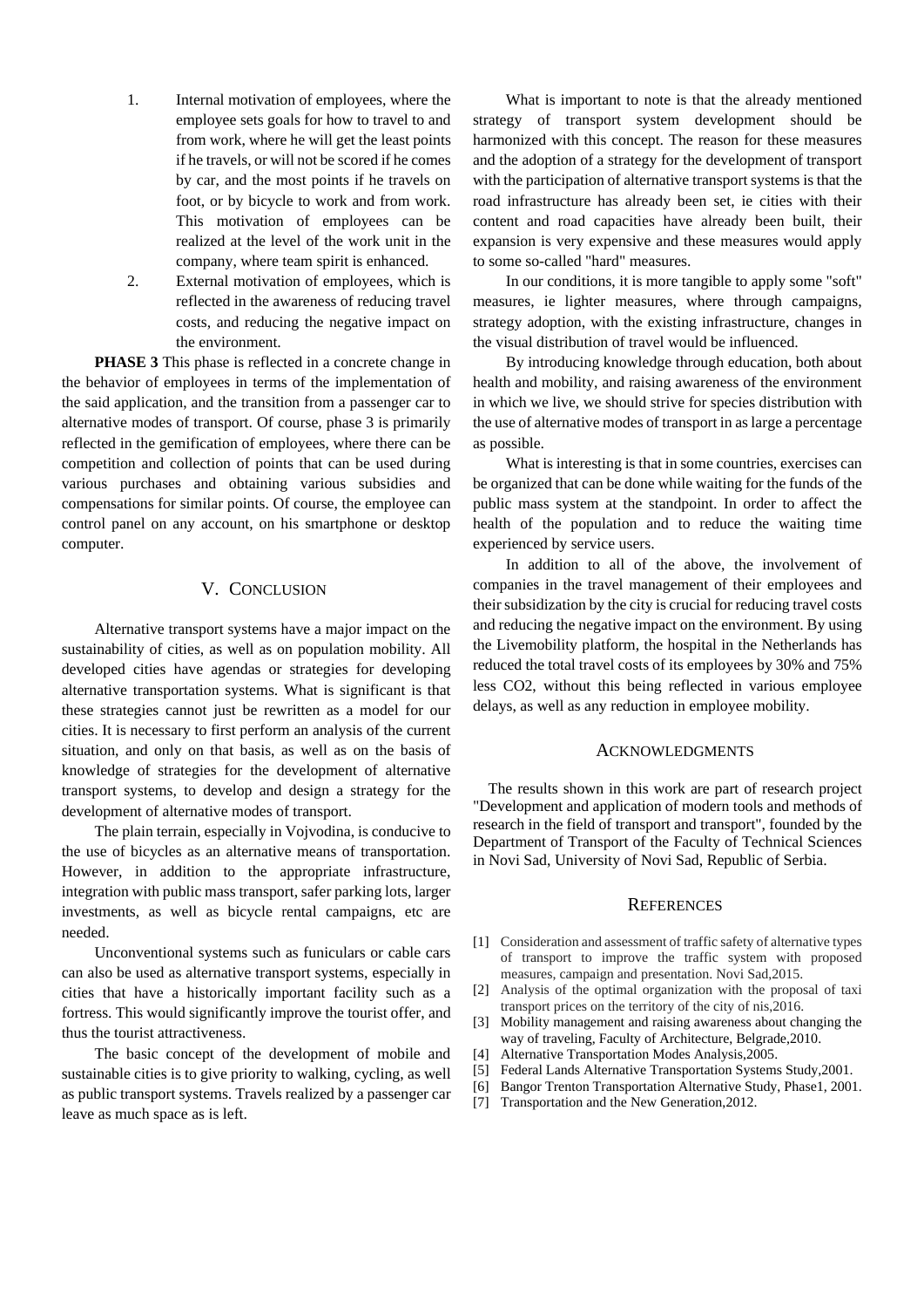1. Internal motivation of employees, where the employee sets goals for how to travel to and from work, where he will get the least points if he travels, or will not be scored if he comes by car, and the most points if he travels on foot, or by bicycle to work and from work. This motivation of employees can be realized at the level of the work unit in the company, where team spirit is enhanced.
2. External motivation of employees, which is reflected in the awareness of reducing travel costs, and reducing the negative impact on the environment.

**PHASE 3** This phase is reflected in a concrete change in the behavior of employees in terms of the implementation of the said application, and the transition from a passenger car to alternative modes of transport. Of course, phase 3 is primarily reflected in the gemification of employees, where there can be competition and collection of points that can be used during various purchases and obtaining various subsidies and compensations for similar points. Of course, the employee can control panel on any account, on his smartphone or desktop computer.

## V. Conclusion

Alternative transport systems have a major impact on the sustainability of cities, as well as on population mobility. All developed cities have agendas or strategies for developing alternative transportation systems. What is significant is that these strategies cannot just be rewritten as a model for our cities. It is necessary to first perform an analysis of the current situation, and only on that basis, as well as on the basis of knowledge of strategies for the development of alternative transport systems, to develop and design a strategy for the development of alternative modes of transport.

The plain terrain, especially in Vojvodina, is conducive to the use of bicycles as an alternative means of transportation. However, in addition to the appropriate infrastructure, integration with public mass transport, safer parking lots, larger investments, as well as bicycle rental campaigns, etc are needed.

Unconventional systems such as funiculars or cable cars can also be used as alternative transport systems, especially in cities that have a historically important facility such as a fortress. This would significantly improve the tourist offer, and thus the tourist attractiveness.

The basic concept of the development of mobile and sustainable cities is to give priority to walking, cycling, as well as public transport systems. Travels realized by a passenger car leave as much space as is left.

What is important to note is that the already mentioned strategy of transport system development should be harmonized with this concept. The reason for these measures and the adoption of a strategy for the development of transport with the participation of alternative transport systems is that the road infrastructure has already been set, ie cities with their content and road capacities have already been built, their expansion is very expensive and these measures would apply to some so-called "hard" measures.

In our conditions, it is more tangible to apply some "soft" measures, ie lighter measures, where through campaigns, strategy adoption, with the existing infrastructure, changes in the visual distribution of travel would be influenced.

By introducing knowledge through education, both about health and mobility, and raising awareness of the environment in which we live, we should strive for species distribution with the use of alternative modes of transport in as large a percentage as possible.

What is interesting is that in some countries, exercises can be organized that can be done while waiting for the funds of the public mass system at the standpoint. In order to affect the health of the population and to reduce the waiting time experienced by service users.

In addition to all of the above, the involvement of companies in the travel management of their employees and their subsidization by the city is crucial for reducing travel costs and reducing the negative impact on the environment. By using the Livemobility platform, the hospital in the Netherlands has reduced the total travel costs of its employees by 30% and 75% less $CO_2$, without this being reflected in various employee delays, as well as any reduction in employee mobility.

## Acknowledgments

The results shown in this work are part of research project "Development and application of modern tools and methods of research in the field of transport and transport", founded by the Department of Transport of the Faculty of Technical Sciences in Novi Sad, University of Novi Sad, Republic of Serbia.

## References

[1] Consideration and assessment of traffic safety of alternative types of transport to improve the traffic system with proposed measures, campaign and presentation. Novi Sad,2015.

[2] Analysis of the optimal organization with the proposal of taxi transport prices on the territory of the city of nis,2016.

[3] Mobility management and raising awareness about changing the way of traveling, Faculty of Architecture, Belgrade,2010.

[4] Alternative Transportation Modes Analysis,2005.

[5] Federal Lands Alternative Transportation Systems Study,2001.

[6] Bangor Trenton Transportation Alternative Study, Phase1, 2001.

[7] Transportation and the New Generation,2012.